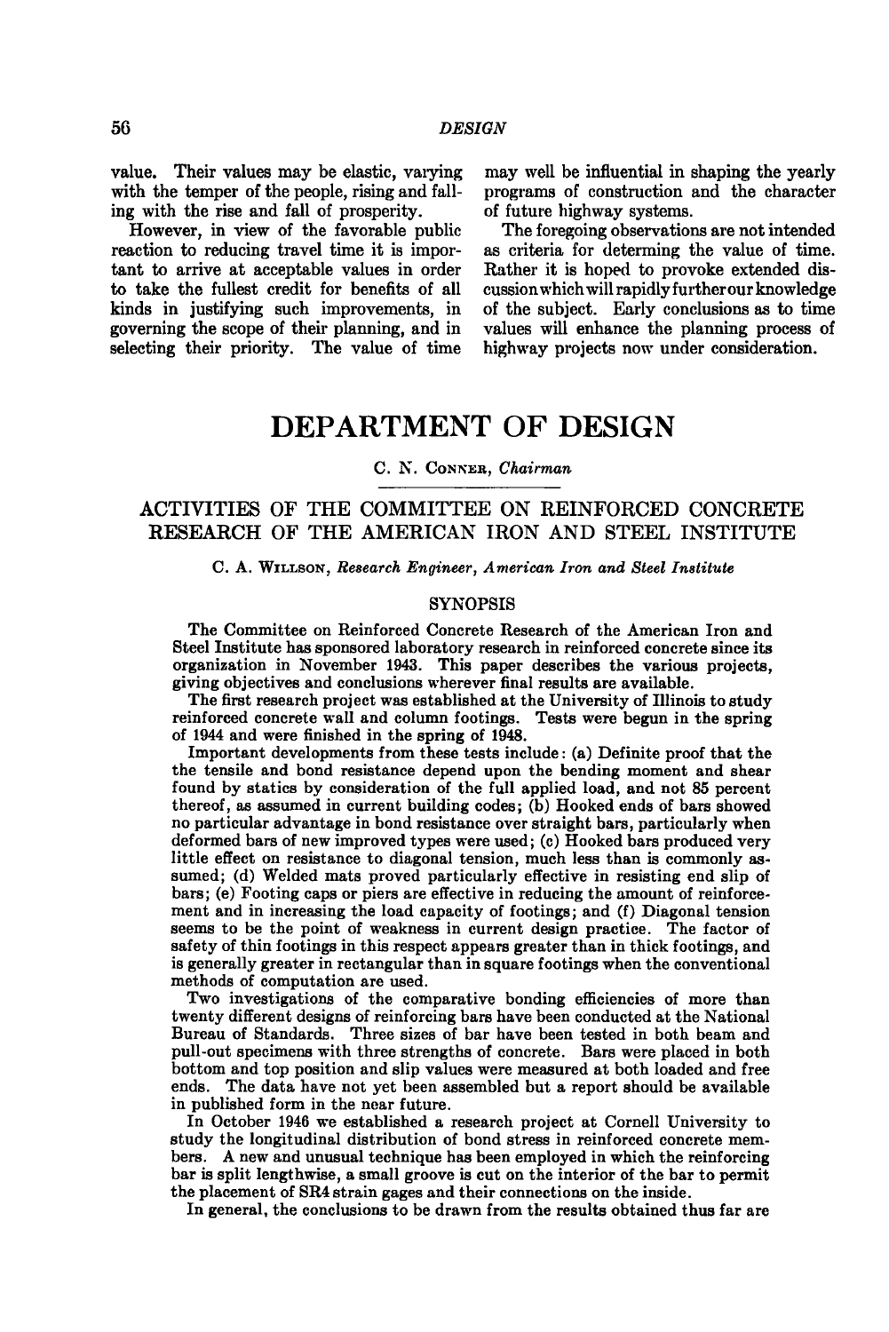value. Their values may be elastic, varying with the temper of the people, rising and falling with the rise and fall of prosperity.

However, in view of the favorable public reaction to reducing travel time it is important to arrive at acceptable values in order to take the fullest credit for benefits of all kinds in justifying such improvements, in governing the scope of their planning, and in selecting their priority. The value of time may well be influential in shaping the yearly programs of construction and the character of future highway systems.

The foregoing observations are not intended as criteria for determing the value of time. Rather it is hoped to provoke extended discussion which will rapidly further our knowledge of the subject. Early conclusions as to time values will enhance the planning process of highway projects now under consideration.

# DEPARTMENT OF DESIGN

C. N. Conner, *Chairman*

## ACTIVITIES OF THE COMMITTEE ON REINFORCED CONCRETE RESEARCH OF THE AMERICAN IRON AND STEEL INSTITUTE

C. A. Willson, *Research Engineer, American Iron and Steel Institute*

### SYNOPSIS

The Committee on Reinforced Concrete Research of the American Iron and Steel Institute has sponsored laboratory research in reinforced concrete since its organization in November 1943. This paper describes the various projects, giving objectives and conclusions wherever final results are available.

The first research project was established at the University of Illinois to study reinforced concrete wall and column footings. Tests were begun in the spring of 1944 and were finished in the spring of 1948.

Important developments from these tests include: (a) Definite proof that the the tensile and bond resistance depend upon the bending moment and shear found by statics by consideration of the full applied load, and not 85 percent thereof, as assumed in current building codes; (b) Hooked ends of bars showed no particular advantage in bond resistance over straight bars, particularly when deformed bars of new improved types were used; (c) Hooked bars produced very little effect on resistance to diagonal tension, much less than is commonly assumed; (d) Welded mats proved particularly effective in resisting end slip of bars; (e) Footing caps or piers are effective in reducing the amount of reinforcement and in increasing the load capacity of footings; and (f) Diagonal tension seems to be the point of weakness in current design practice. The factor of safety of thin footings in this respect appears greater than in thick footings, and is generally greater in rectangular than in square footings when the conventional methods of computation are used.

Two investigations of the comparative bonding efficiencies of more than twenty different designs of reinforcing bars have been conducted at the National Bureau of Standards. Three sizes of bar have been tested in both beam and pull-out specimens with three strengths of concrete. Bars were placed in both bottom and top position and slip values were measured at both loaded and free ends. The data have not yet been assembled but a report should be available in published form in the near future.

In October 1946 we established a research project at Cornell University to study the longitudinal distribution of bond stress in reinforced concrete members. A new and unusual technique has been employed in which the reinforcing bar is split lengthwise, a small groove is cut on the interior of the bar to permit the placement of SR4 strain gages and their connections on the inside.

In general, the conclusions to be drawn from the results obtained thus far are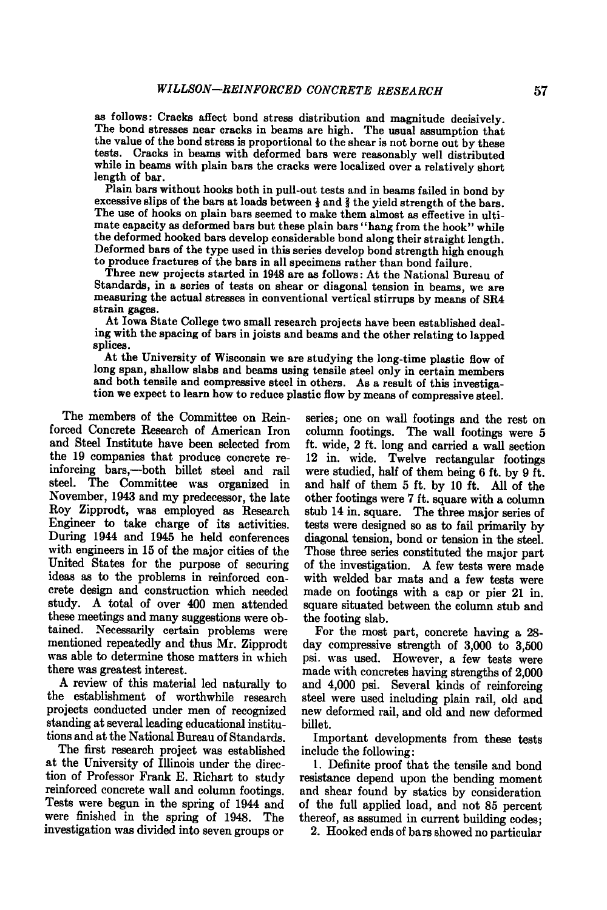as follows: Cracks affect bond stress distribution and magnitude decisively. The bond stresses near cracks in beams are high. The usual assumption that the value of the bond stress is proportional to the shear is not borne out by these tests. Cracks in beams with deformed bars were reasonably well distributed while in beams with plain bars the cracks were localized over a relatively short length of bar.

Plain bars without hooks both in pull-out tests and in beams failed in bond by excessive slips of the bars at loads between ⅓ and ⅔ the yield strength of the bars. The use of hooks on plain bars seemed to make them almost as effective in ultimate capacity as deformed bars but these plain bars "hang from the hook" while the deformed hooked bars develop considerable bond along their straight length. Deformed bars of the type used in this series develop bond strength high enough to produce fractures of the bars in all specimens rather than bond failure.

Three new projects started in 1948 are as follows: At the National Bureau of Standards, in a series of tests on shear or diagonal tension in beams, we are measuring the actual stresses in conventional vertical stirrups by means of SR4 strain gages.

At Iowa State College two small research projects have been established dealing with the spacing of bars in joists and beams and the other relating to lapped splices.

At the University of Wisconsin we are studying the long-time plastic flow of long span, shallow slabs and beams using tensile steel only in certain members and both tensile and compressive steel in others. As a result of this investigation we expect to learn how to reduce plastic flow by means of compressive steel.

The members of the Committee on Reinforced Concrete Research of American Iron and Steel Institute have been selected from the 19 companies that produce concrete reinforcing bars,—both billet steel and rail steel. The Committee was organized in November, 1943 and my predecessor, the late Roy Zipprodt, was employed as Research Engineer to take charge of its activities. During 1944 and 1945 he held conferences with engineers in 15 of the major cities of the United States for the purpose of securing ideas as to the problems in reinforced concrete design and construction which needed study. A total of over 400 men attended these meetings and many suggestions were obtained. Necessarily certain problems were mentioned repeatedly and thus Mr. Zipprodt was able to determine those matters in which there was greatest interest.

A review of this material led naturally to the establishment of worthwhile research projects conducted under men of recognized standing at several leading educational institutions and at the National Bureau of Standards.

The first research project was established at the University of Illinois under the direction of Professor Frank E. Richart to study reinforced concrete wall and column footings. Tests were begun in the spring of 1944 and were finished in the spring of 1948. The investigation was divided into seven groups or series; one on wall footings and the rest on column footings. The wall footings were 5 ft. wide, 2 ft. long and carried a wall section 12 in. wide. Twelve rectangular footings were studied, half of them being 6 ft. by 9 ft. and half of them 5 ft. by 10 ft. All of the other footings were 7 ft. square with a column stub 14 in. square. The three major series of tests were designed so as to fail primarily by diagonal tension, bond or tension in the steel. Those three series constituted the major part of the investigation. A few tests were made with welded bar mats and a few tests were made on footings with a cap or pier 21 in. square situated between the column stub and the footing slab.

For the most part, concrete having a 28-day compressive strength of 3,000 to 3,500 psi. was used. However, a few tests were made with concretes having strengths of 2,000 and 4,000 psi. Several kinds of reinforcing steel were used including plain rail, old and new deformed rail, and old and new deformed billet.

Important developments from these tests include the following:

1. Definite proof that the tensile and bond resistance depend upon the bending moment and shear found by statics by consideration of the full applied load, and not 85 percent thereof, as assumed in current building codes;
2. Hooked ends of bars showed no particular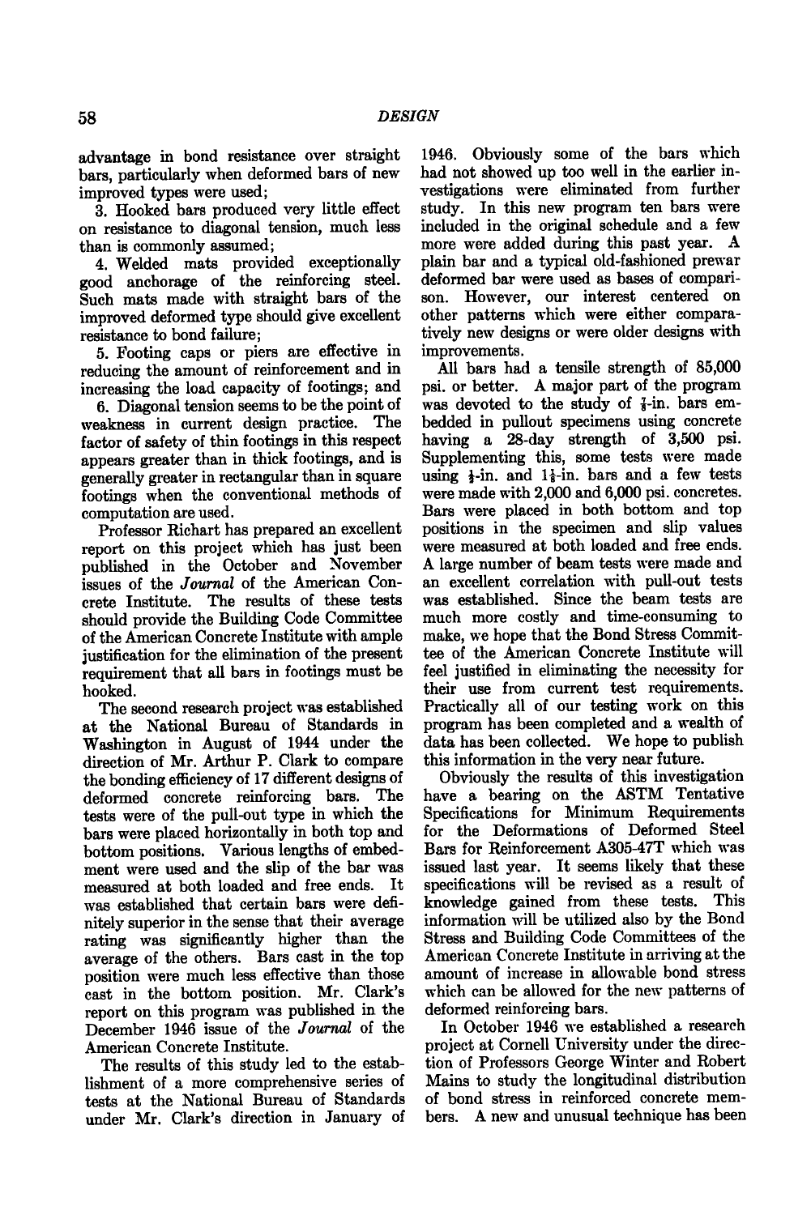advantage in bond resistance over straight bars, particularly when deformed bars of new improved types were used;

3. Hooked bars produced very little effect on resistance to diagonal tension, much less than is commonly assumed;

4. Welded mats provided exceptionally good anchorage of the reinforcing steel. Such mats made with straight bars of the improved deformed type should give excellent resistance to bond failure;

5. Footing caps or piers are effective in reducing the amount of reinforcement and in increasing the load capacity of footings; and

6. Diagonal tension seems to be the point of weakness in current design practice. The factor of safety of thin footings in this respect appears greater than in thick footings, and is generally greater in rectangular than in square footings when the conventional methods of computation are used.

Professor Richart has prepared an excellent report on this project which has just been published in the October and November issues of the *Journal* of the American Concrete Institute. The results of these tests should provide the Building Code Committee of the American Concrete Institute with ample justification for the elimination of the present requirement that all bars in footings must be hooked.

The second research project was established at the National Bureau of Standards in Washington in August of 1944 under the direction of Mr. Arthur P. Clark to compare the bonding efficiency of 17 different designs of deformed concrete reinforcing bars. The tests were of the pull-out type in which the bars were placed horizontally in both top and bottom positions. Various lengths of embedment were used and the slip of the bar was measured at both loaded and free ends. It was established that certain bars were definitely superior in the sense that their average rating was significantly higher than the average of the others. Bars cast in the top position were much less effective than those cast in the bottom position. Mr. Clark's report on this program was published in the December 1946 issue of the *Journal* of the American Concrete Institute.

The results of this study led to the establishment of a more comprehensive series of tests at the National Bureau of Standards under Mr. Clark's direction in January of 1946. Obviously some of the bars which had not showed up too well in the earlier investigations were eliminated from further study. In this new program ten bars were included in the original schedule and a few more were added during this past year. A plain bar and a typical old-fashioned prewar deformed bar were used as bases of comparison. However, our interest centered on other patterns which were either comparatively new designs or were older designs with improvements.

All bars had a tensile strength of 85,000 psi. or better. A major part of the program was devoted to the study of ⅞-in. bars embedded in pullout specimens using concrete having a 28-day strength of 3,500 psi. Supplementing this, some tests were made using ½-in. and 1⅛-in. bars and a few tests were made with 2,000 and 6,000 psi. concretes. Bars were placed in both bottom and top positions in the specimen and slip values were measured at both loaded and free ends. A large number of beam tests were made and an excellent correlation with pull-out tests was established. Since the beam tests are much more costly and time-consuming to make, we hope that the Bond Stress Committee of the American Concrete Institute will feel justified in eliminating the necessity for their use from current test requirements. Practically all of our testing work on this program has been completed and a wealth of data has been collected. We hope to publish this information in the very near future.

Obviously the results of this investigation have a bearing on the ASTM Tentative Specifications for Minimum Requirements for the Deformations of Deformed Steel Bars for Reinforcement A305-47T which was issued last year. It seems likely that these specifications will be revised as a result of knowledge gained from these tests. This information will be utilized also by the Bond Stress and Building Code Committees of the American Concrete Institute in arriving at the amount of increase in allowable bond stress which can be allowed for the new patterns of deformed reinforcing bars.

In October 1946 we established a research project at Cornell University under the direction of Professors George Winter and Robert Mains to study the longitudinal distribution of bond stress in reinforced concrete members. A new and unusual technique has been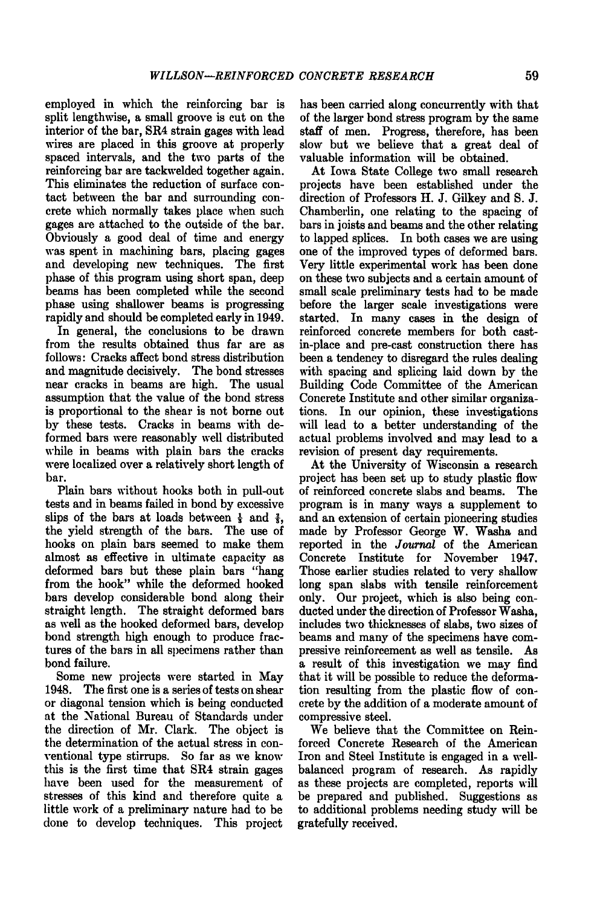employed in which the reinforcing bar is split lengthwise, a small groove is cut on the interior of the bar, SR4 strain gages with lead wires are placed in this groove at properly spaced intervals, and the two parts of the reinforcing bar are tackwelded together again. This eliminates the reduction of surface contact between the bar and surrounding concrete which normally takes place when such gages are attached to the outside of the bar. Obviously a good deal of time and energy was spent in machining bars, placing gages and developing new techniques. The first phase of this program using short span, deep beams has been completed while the second phase using shallower beams is progressing rapidly and should be completed early in 1949.

In general, the conclusions to be drawn from the results obtained thus far are as follows: Cracks affect bond stress distribution and magnitude decisively. The bond stresses near cracks in beams are high. The usual assumption that the value of the bond stress is proportional to the shear is not borne out by these tests. Cracks in beams with deformed bars were reasonably well distributed while in beams with plain bars the cracks were localized over a relatively short length of bar.

Plain bars without hooks both in pull-out tests and in beams failed in bond by excessive slips of the bars at loads between $\frac{1}{2}$ and $\frac{2}{3}$, the yield strength of the bars. The use of hooks on plain bars seemed to make them almost as effective in ultimate capacity as deformed bars but these plain bars "hang from the hook" while the deformed hooked bars develop considerable bond along their straight length. The straight deformed bars as well as the hooked deformed bars, develop bond strength high enough to produce fractures of the bars in all specimens rather than bond failure.

Some new projects were started in May 1948. The first one is a series of tests on shear or diagonal tension which is being conducted at the National Bureau of Standards under the direction of Mr. Clark. The object is the determination of the actual stress in conventional type stirrups. So far as we know this is the first time that SR4 strain gages have been used for the measurement of stresses of this kind and therefore quite a little work of a preliminary nature had to be done to develop techniques. This project has been carried along concurrently with that of the larger bond stress program by the same staff of men. Progress, therefore, has been slow but we believe that a great deal of valuable information will be obtained.

At Iowa State College two small research projects have been established under the direction of Professors H. J. Gilkey and S. J. Chamberlin, one relating to the spacing of bars in joists and beams and the other relating to lapped splices. In both cases we are using one of the improved types of deformed bars. Very little experimental work has been done on these two subjects and a certain amount of small scale preliminary tests had to be made before the larger scale investigations were started. In many cases in the design of reinforced concrete members for both cast-in-place and pre-cast construction there has been a tendency to disregard the rules dealing with spacing and splicing laid down by the Building Code Committee of the American Concrete Institute and other similar organizations. In our opinion, these investigations will lead to a better understanding of the actual problems involved and may lead to a revision of present day requirements.

At the University of Wisconsin a research project has been set up to study plastic flow of reinforced concrete slabs and beams. The program is in many ways a supplement to and an extension of certain pioneering studies made by Professor George W. Washa and reported in the *Journal* of the American Concrete Institute for November 1947. Those earlier studies related to very shallow long span slabs with tensile reinforcement only. Our project, which is also being conducted under the direction of Professor Washa, includes two thicknesses of slabs, two sizes of beams and many of the specimens have compressive reinforcement as well as tensile. As a result of this investigation we may find that it will be possible to reduce the deformation resulting from the plastic flow of concrete by the addition of a moderate amount of compressive steel.

We believe that the Committee on Reinforced Concrete Research of the American Iron and Steel Institute is engaged in a well-balanced program of research. As rapidly as these projects are completed, reports will be prepared and published. Suggestions as to additional problems needing study will be gratefully received.